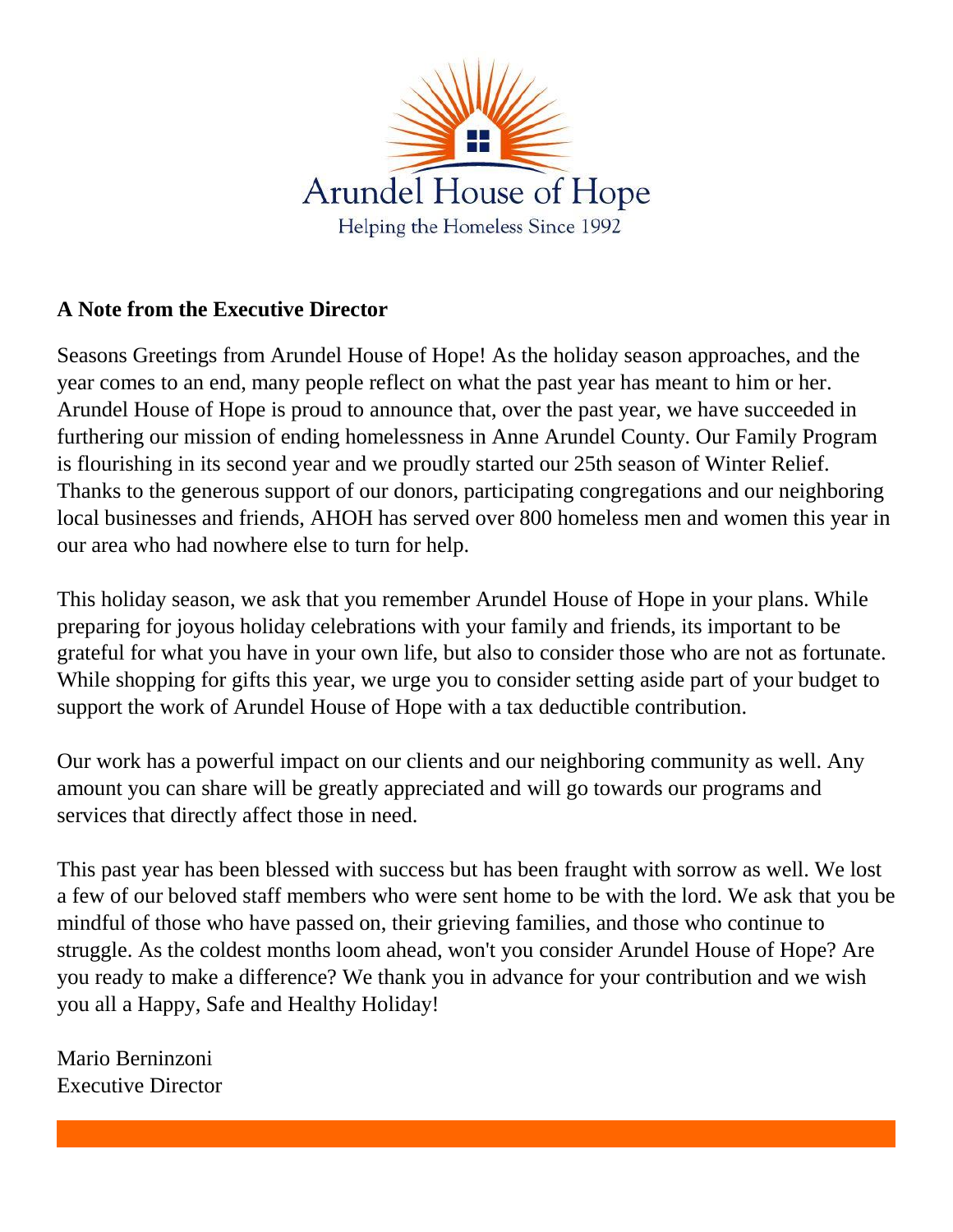Arundel House of Hope

Helping the Homeless Since 1992

**A Note from the Executive Director**

Seasons Greetings from Arundel House of Hope! As the holiday season approaches, and the year comes to an end, many people reflect on what the past year has meant to him or her. Arundel House of Hope is proud to announce that, over the past year, we have succeeded in furthering our mission of ending homelessness in Anne Arundel County. Our Family Program is flourishing in its second year and we proudly started our 25th season of Winter Relief. Thanks to the generous support of our donors, participating congregations and our neighboring local businesses and friends, AHOH has served over 800 homeless men and women this year in our area who had nowhere else to turn for help.

This holiday season, we ask that you remember Arundel House of Hope in your plans. While preparing for joyous holiday celebrations with your family and friends, its important to be grateful for what you have in your own life, but also to consider those who are not as fortunate. While shopping for gifts this year, we urge you to consider setting aside part of your budget to support the work of Arundel House of Hope with a tax deductible contribution.

Our work has a powerful impact on our clients and our neighboring community as well. Any amount you can share will be greatly appreciated and will go towards our programs and services that directly affect those in need.

This past year has been blessed with success but has been fraught with sorrow as well. We lost a few of our beloved staff members who were sent home to be with the lord. We ask that you be mindful of those who have passed on, their grieving families, and those who continue to struggle. As the coldest months loom ahead, won't you consider Arundel House of Hope? Are you ready to make a difference? We thank you in advance for your contribution and we wish you all a Happy, Safe and Healthy Holiday!

Mario Berninzoni  
Executive Director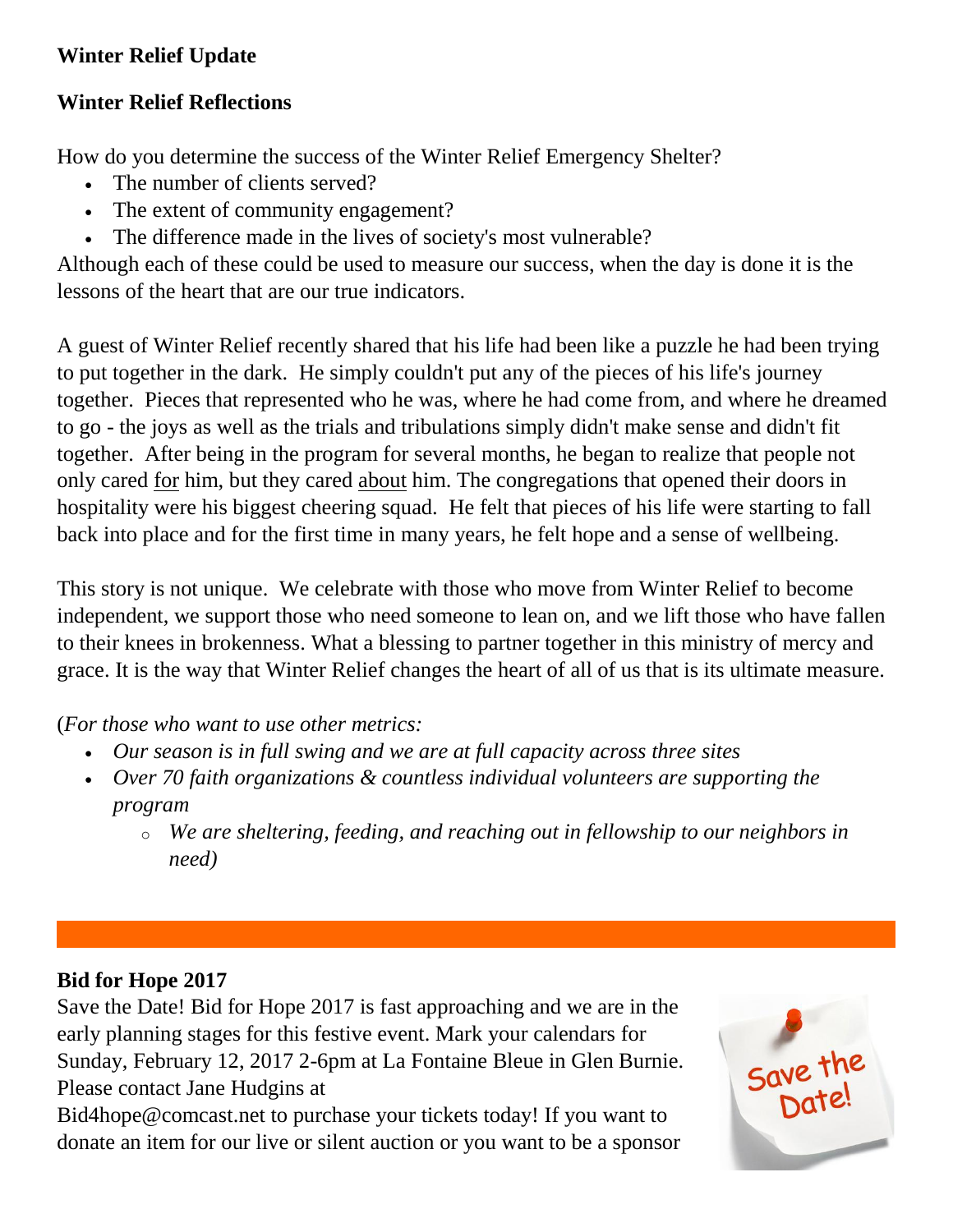**Winter Relief Update**

**Winter Relief Reflections**

How do you determine the success of the Winter Relief Emergency Shelter?

- The number of clients served?
- The extent of community engagement?
- The difference made in the lives of society's most vulnerable?

Although each of these could be used to measure our success, when the day is done it is the lessons of the heart that are our true indicators.

A guest of Winter Relief recently shared that his life had been like a puzzle he had been trying to put together in the dark. He simply couldn't put any of the pieces of his life's journey together. Pieces that represented who he was, where he had come from, and where he dreamed to go - the joys as well as the trials and tribulations simply didn't make sense and didn't fit together. After being in the program for several months, he began to realize that people not only cared <u>for</u> him, but they cared <u>about</u> him. The congregations that opened their doors in hospitality were his biggest cheering squad. He felt that pieces of his life were starting to fall back into place and for the first time in many years, he felt hope and a sense of wellbeing.

This story is not unique. We celebrate with those who move from Winter Relief to become independent, we support those who need someone to lean on, and we lift those who have fallen to their knees in brokenness. What a blessing to partner together in this ministry of mercy and grace. It is the way that Winter Relief changes the heart of all of us that is its ultimate measure.

(*For those who want to use other metrics:*

- *Our season is in full swing and we are at full capacity across three sites*
- *Over 70 faith organizations & countless individual volunteers are supporting the program*
    - *We are sheltering, feeding, and reaching out in fellowship to our neighbors in need)*

---

**Bid for Hope 2017**

Save the Date! Bid for Hope 2017 is fast approaching and we are in the early planning stages for this festive event. Mark your calendars for Sunday, February 12, 2017 2-6pm at La Fontaine Bleue in Glen Burnie. Please contact Jane Hudgins at Bid4hope@comcast.net to purchase your tickets today! If you want to donate an item for our live or silent auction or you want to be a sponsor

Save the Date!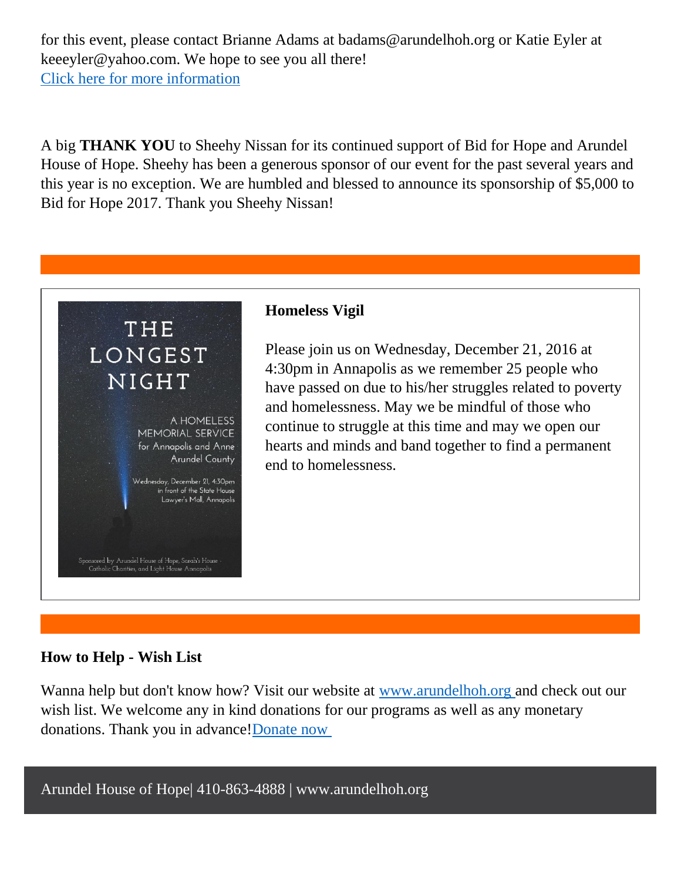for this event, please contact Brianne Adams at badams@arundelhoh.org or Katie Eyler at keeeyler@yahoo.com. We hope to see you all there!
[Click here for more information]

A big **THANK YOU** to Sheehy Nissan for its continued support of Bid for Hope and Arundel House of Hope. Sheehy has been a generous sponsor of our event for the past several years and this year is no exception. We are humbled and blessed to announce its sponsorship of $5,000 to Bid for Hope 2017. Thank you Sheehy Nissan!

THE LONGEST NIGHT

A HOMELESS MEMORIAL SERVICE for Annapolis and Anne Arundel County

Wednesday, December 21, 4:30pm
in front of the State House
Lawyer's Mall, Annapolis

Sponsored by Arundel House of Hope, Sarah's House - Catholic Charities, and Light House Annapolis

**Homeless Vigil**

Please join us on Wednesday, December 21, 2016 at 4:30pm in Annapolis as we remember 25 people who have passed on due to his/her struggles related to poverty and homelessness. May we be mindful of those who continue to struggle at this time and may we open our hearts and minds and band together to find a permanent end to homelessness.

**How to Help - Wish List**

Wanna help but don't know how? Visit our website at www.arundelhoh.org and check out our wish list. We welcome any in kind donations for our programs as well as any monetary donations. Thank you in advance! [Donate now]

Arundel House of Hope| 410-863-4888 | www.arundelhoh.org